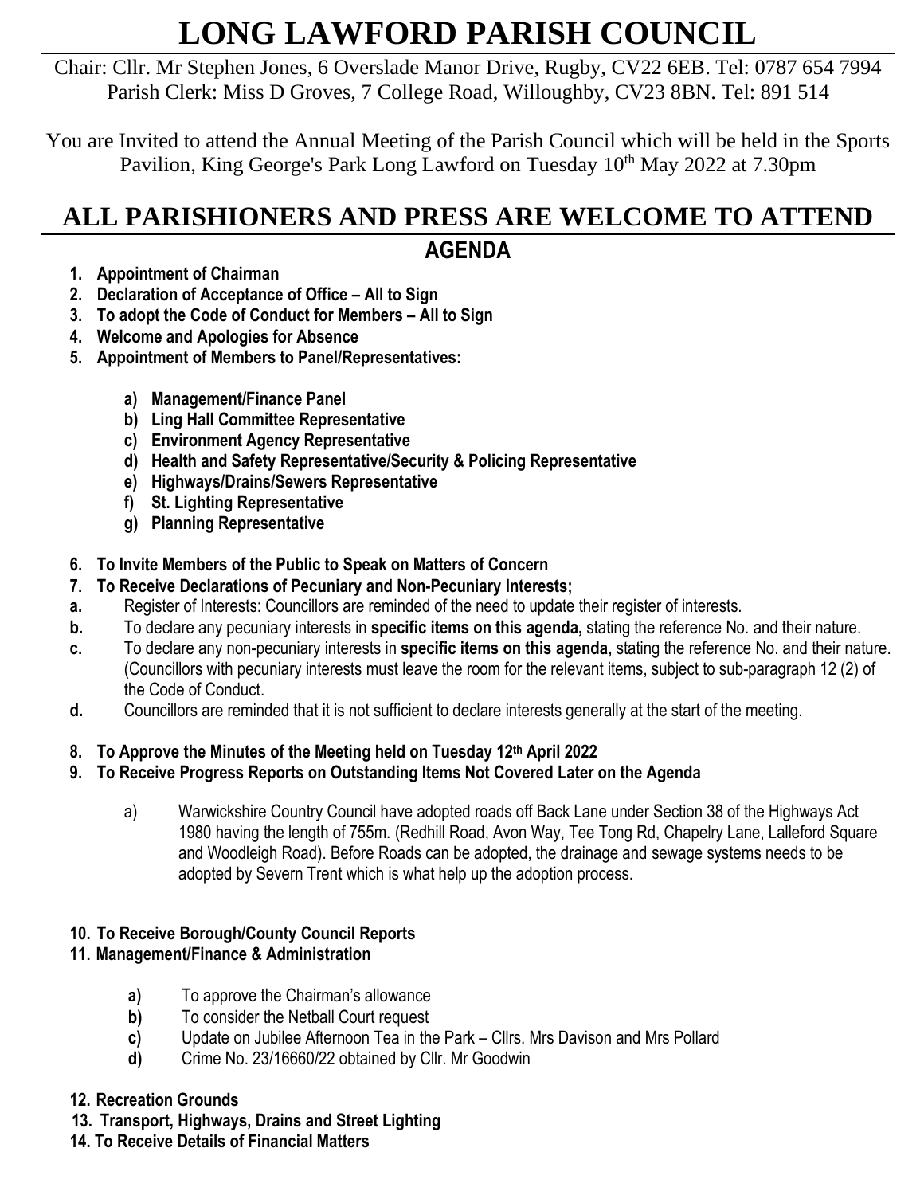# LONG LAWFORD PARISH COUNCIL

Chair: Cllr. Mr Stephen Jones, 6 Overslade Manor Drive, Rugby, CV22 6EB. Tel: 0787 654 7994
Parish Clerk: Miss D Groves, 7 College Road, Willoughby, CV23 8BN. Tel: 891 514

You are Invited to attend the Annual Meeting of the Parish Council which will be held in the Sports Pavilion, King George's Park Long Lawford on Tuesday 10th May 2022 at 7.30pm

## ALL PARISHIONERS AND PRESS ARE WELCOME TO ATTEND

## AGENDA

1. **Appointment of Chairman**
2. **Declaration of Acceptance of Office – All to Sign**
3. **To adopt the Code of Conduct for Members – All to Sign**
4. **Welcome and Apologies for Absence**
5. **Appointment of Members to Panel/Representatives:**
   - a) **Management/Finance Panel**
   - b) **Ling Hall Committee Representative**
   - c) **Environment Agency Representative**
   - d) **Health and Safety Representative/Security & Policing Representative**
   - e) **Highways/Drains/Sewers Representative**
   - f) **St. Lighting Representative**
   - g) **Planning Representative**
6. **To Invite Members of the Public to Speak on Matters of Concern**
7. **To Receive Declarations of Pecuniary and Non-Pecuniary Interests;**

**a.** Register of Interests: Councillors are reminded of the need to update their register of interests.

**b.** To declare any pecuniary interests in **specific items on this agenda,** stating the reference No. and their nature.

**c.** To declare any non-pecuniary interests in **specific items on this agenda,** stating the reference No. and their nature. (Councillors with pecuniary interests must leave the room for the relevant items, subject to sub-paragraph 12 (2) of the Code of Conduct.

**d.** Councillors are reminded that it is not sufficient to declare interests generally at the start of the meeting.

8. **To Approve the Minutes of the Meeting held on Tuesday 12th April 2022**
9. **To Receive Progress Reports on Outstanding Items Not Covered Later on the Agenda**
   - a) Warwickshire Country Council have adopted roads off Back Lane under Section 38 of the Highways Act 1980 having the length of 755m. (Redhill Road, Avon Way, Tee Tong Rd, Chapelry Lane, Lalleford Square and Woodleigh Road). Before Roads can be adopted, the drainage and sewage systems needs to be adopted by Severn Trent which is what help up the adoption process.
10. **To Receive Borough/County Council Reports**
11. **Management/Finance & Administration**
    - **a)** To approve the Chairman's allowance
    - **b)** To consider the Netball Court request
    - **c)** Update on Jubilee Afternoon Tea in the Park – Cllrs. Mrs Davison and Mrs Pollard
    - **d)** Crime No. 23/16660/22 obtained by Cllr. Mr Goodwin
12. **Recreation Grounds**
13. **Transport, Highways, Drains and Street Lighting**
14. **To Receive Details of Financial Matters**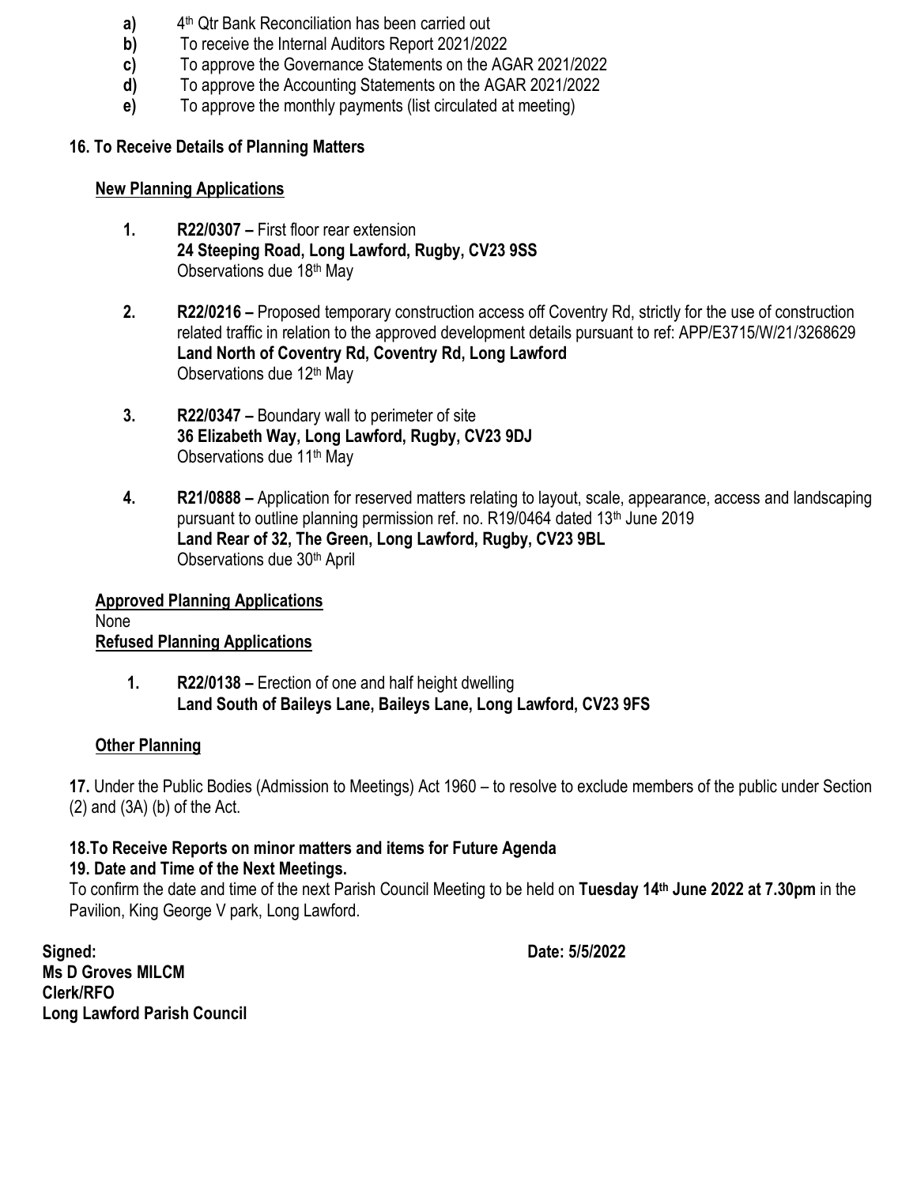- **a)** 4th Qtr Bank Reconciliation has been carried out
- **b)** To receive the Internal Auditors Report 2021/2022
- **c)** To approve the Governance Statements on the AGAR 2021/2022
- **d)** To approve the Accounting Statements on the AGAR 2021/2022
- **e)** To approve the monthly payments (list circulated at meeting)

**16. To Receive Details of Planning Matters**

**New Planning Applications**

1. **R22/0307 –** First floor rear extension
   **24 Steeping Road, Long Lawford, Rugby, CV23 9SS**
   Observations due 18th May

2. **R22/0216 –** Proposed temporary construction access off Coventry Rd, strictly for the use of construction related traffic in relation to the approved development details pursuant to ref: APP/E3715/W/21/3268629
   **Land North of Coventry Rd, Coventry Rd, Long Lawford**
   Observations due 12th May

3. **R22/0347 –** Boundary wall to perimeter of site
   **36 Elizabeth Way, Long Lawford, Rugby, CV23 9DJ**
   Observations due 11th May

4. **R21/0888 –** Application for reserved matters relating to layout, scale, appearance, access and landscaping pursuant to outline planning permission ref. no. R19/0464 dated 13th June 2019
   **Land Rear of 32, The Green, Long Lawford, Rugby, CV23 9BL**
   Observations due 30th April

**Approved Planning Applications**

None

**Refused Planning Applications**

1. **R22/0138 –** Erection of one and half height dwelling
   **Land South of Baileys Lane, Baileys Lane, Long Lawford, CV23 9FS**

**Other Planning**

**17.** Under the Public Bodies (Admission to Meetings) Act 1960 – to resolve to exclude members of the public under Section (2) and (3A) (b) of the Act.

**18.To Receive Reports on minor matters and items for Future Agenda**

**19. Date and Time of the Next Meetings.**

To confirm the date and time of the next Parish Council Meeting to be held on **Tuesday 14th June 2022 at 7.30pm** in the Pavilion, King George V park, Long Lawford.

**Signed:** **Date: 5/5/2022**

**Ms D Groves MILCM**
**Clerk/RFO**
**Long Lawford Parish Council**